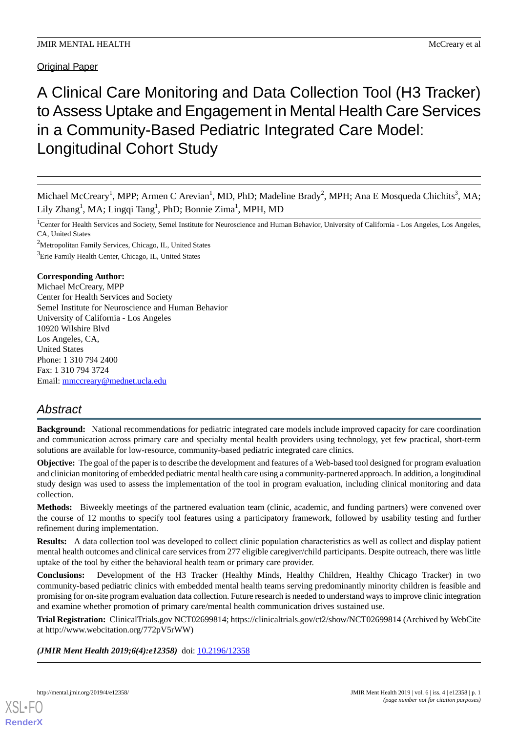Original Paper

# A Clinical Care Monitoring and Data Collection Tool (H3 Tracker) to Assess Uptake and Engagement in Mental Health Care Services in a Community-Based Pediatric Integrated Care Model: Longitudinal Cohort Study

Michael McCreary[1], MPP; Armen C Arevian[1], MD, PhD; Madeline Brady[2], MPH; Ana E Mosqueda Chichits[3], MA; Lily Zhang[1], MA; Lingqi Tang[1], PhD; Bonnie Zima[1], MPH, MD

[1]Center for Health Services and Society, Semel Institute for Neuroscience and Human Behavior, University of California - Los Angeles, Los Angeles, CA, United States

[2]Metropolitan Family Services, Chicago, IL, United States

[3]Erie Family Health Center, Chicago, IL, United States

**Corresponding Author:**
Michael McCreary, MPP
Center for Health Services and Society
Semel Institute for Neuroscience and Human Behavior
University of California - Los Angeles
10920 Wilshire Blvd
Los Angeles, CA,
United States
Phone: 1 310 794 2400
Fax: 1 310 794 3724
Email: mmccreary@mednet.ucla.edu

## Abstract

**Background:** National recommendations for pediatric integrated care models include improved capacity for care coordination and communication across primary care and specialty mental health providers using technology, yet few practical, short-term solutions are available for low-resource, community-based pediatric integrated care clinics.

**Objective:** The goal of the paper is to describe the development and features of a Web-based tool designed for program evaluation and clinician monitoring of embedded pediatric mental health care using a community-partnered approach. In addition, a longitudinal study design was used to assess the implementation of the tool in program evaluation, including clinical monitoring and data collection.

**Methods:** Biweekly meetings of the partnered evaluation team (clinic, academic, and funding partners) were convened over the course of 12 months to specify tool features using a participatory framework, followed by usability testing and further refinement during implementation.

**Results:** A data collection tool was developed to collect clinic population characteristics as well as collect and display patient mental health outcomes and clinical care services from 277 eligible caregiver/child participants. Despite outreach, there was little uptake of the tool by either the behavioral health team or primary care provider.

**Conclusions:** Development of the H3 Tracker (Healthy Minds, Healthy Children, Healthy Chicago Tracker) in two community-based pediatric clinics with embedded mental health teams serving predominantly minority children is feasible and promising for on-site program evaluation data collection. Future research is needed to understand ways to improve clinic integration and examine whether promotion of primary care/mental health communication drives sustained use.

**Trial Registration:** ClinicalTrials.gov NCT02699814; https://clinicaltrials.gov/ct2/show/NCT02699814 (Archived by WebCite at http://www.webcitation.org/772pV5rWW)

***(JMIR Ment Health 2019;6(4):e12358)*** doi: 10.2196/12358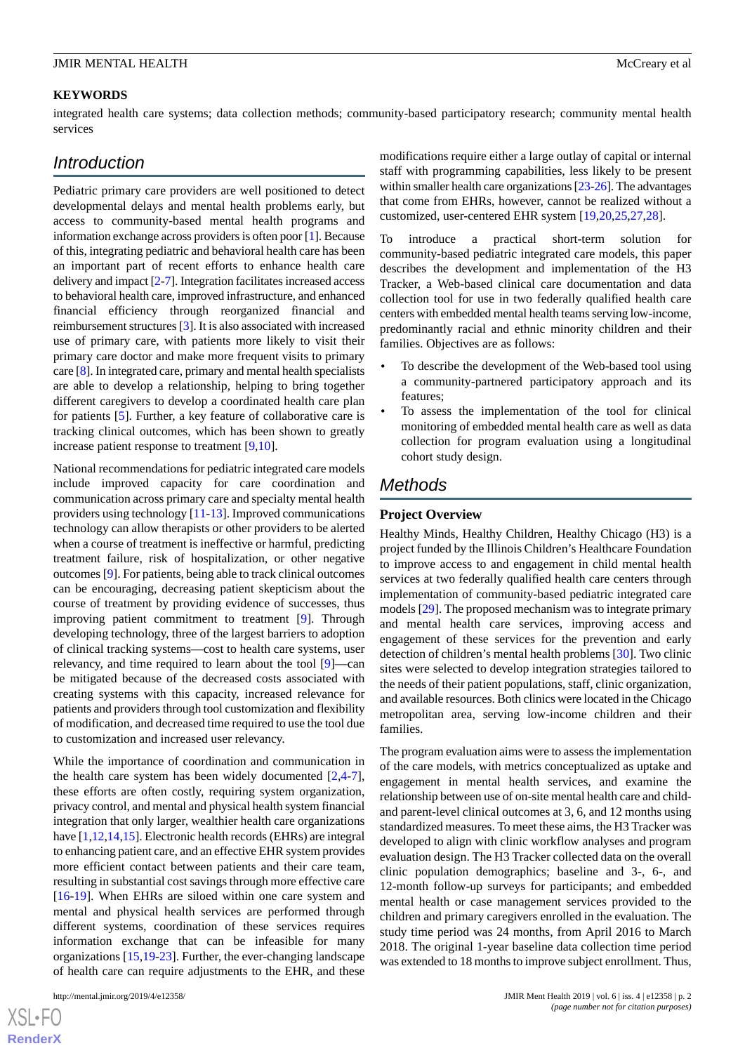**KEYWORDS**

integrated health care systems; data collection methods; community-based participatory research; community mental health services

## Introduction

Pediatric primary care providers are well positioned to detect developmental delays and mental health problems early, but access to community-based mental health programs and information exchange across providers is often poor [1]. Because of this, integrating pediatric and behavioral health care has been an important part of recent efforts to enhance health care delivery and impact [2-7]. Integration facilitates increased access to behavioral health care, improved infrastructure, and enhanced financial efficiency through reorganized financial and reimbursement structures [3]. It is also associated with increased use of primary care, with patients more likely to visit their primary care doctor and make more frequent visits to primary care [8]. In integrated care, primary and mental health specialists are able to develop a relationship, helping to bring together different caregivers to develop a coordinated health care plan for patients [5]. Further, a key feature of collaborative care is tracking clinical outcomes, which has been shown to greatly increase patient response to treatment [9,10].

National recommendations for pediatric integrated care models include improved capacity for care coordination and communication across primary care and specialty mental health providers using technology [11-13]. Improved communications technology can allow therapists or other providers to be alerted when a course of treatment is ineffective or harmful, predicting treatment failure, risk of hospitalization, or other negative outcomes [9]. For patients, being able to track clinical outcomes can be encouraging, decreasing patient skepticism about the course of treatment by providing evidence of successes, thus improving patient commitment to treatment [9]. Through developing technology, three of the largest barriers to adoption of clinical tracking systems—cost to health care systems, user relevancy, and time required to learn about the tool [9]—can be mitigated because of the decreased costs associated with creating systems with this capacity, increased relevance for patients and providers through tool customization and flexibility of modification, and decreased time required to use the tool due to customization and increased user relevancy.

While the importance of coordination and communication in the health care system has been widely documented [2,4-7], these efforts are often costly, requiring system organization, privacy control, and mental and physical health system financial integration that only larger, wealthier health care organizations have [1,12,14,15]. Electronic health records (EHRs) are integral to enhancing patient care, and an effective EHR system provides more efficient contact between patients and their care team, resulting in substantial cost savings through more effective care [16-19]. When EHRs are siloed within one care system and mental and physical health services are performed through different systems, coordination of these services requires information exchange that can be infeasible for many organizations [15,19-23]. Further, the ever-changing landscape of health care can require adjustments to the EHR, and these modifications require either a large outlay of capital or internal staff with programming capabilities, less likely to be present within smaller health care organizations [23-26]. The advantages that come from EHRs, however, cannot be realized without a customized, user-centered EHR system [19,20,25,27,28].

To introduce a practical short-term solution for community-based pediatric integrated care models, this paper describes the development and implementation of the H3 Tracker, a Web-based clinical care documentation and data collection tool for use in two federally qualified health care centers with embedded mental health teams serving low-income, predominantly racial and ethnic minority children and their families. Objectives are as follows:

- To describe the development of the Web-based tool using a community-partnered participatory approach and its features;
- To assess the implementation of the tool for clinical monitoring of embedded mental health care as well as data collection for program evaluation using a longitudinal cohort study design.

## Methods

### Project Overview

Healthy Minds, Healthy Children, Healthy Chicago (H3) is a project funded by the Illinois Children's Healthcare Foundation to improve access to and engagement in child mental health services at two federally qualified health care centers through implementation of community-based pediatric integrated care models [29]. The proposed mechanism was to integrate primary and mental health care services, improving access and engagement of these services for the prevention and early detection of children's mental health problems [30]. Two clinic sites were selected to develop integration strategies tailored to the needs of their patient populations, staff, clinic organization, and available resources. Both clinics were located in the Chicago metropolitan area, serving low-income children and their families.

The program evaluation aims were to assess the implementation of the care models, with metrics conceptualized as uptake and engagement in mental health services, and examine the relationship between use of on-site mental health care and child- and parent-level clinical outcomes at 3, 6, and 12 months using standardized measures. To meet these aims, the H3 Tracker was developed to align with clinic workflow analyses and program evaluation design. The H3 Tracker collected data on the overall clinic population demographics; baseline and 3-, 6-, and 12-month follow-up surveys for participants; and embedded mental health or case management services provided to the children and primary caregivers enrolled in the evaluation. The study time period was 24 months, from April 2016 to March 2018. The original 1-year baseline data collection time period was extended to 18 months to improve subject enrollment. Thus,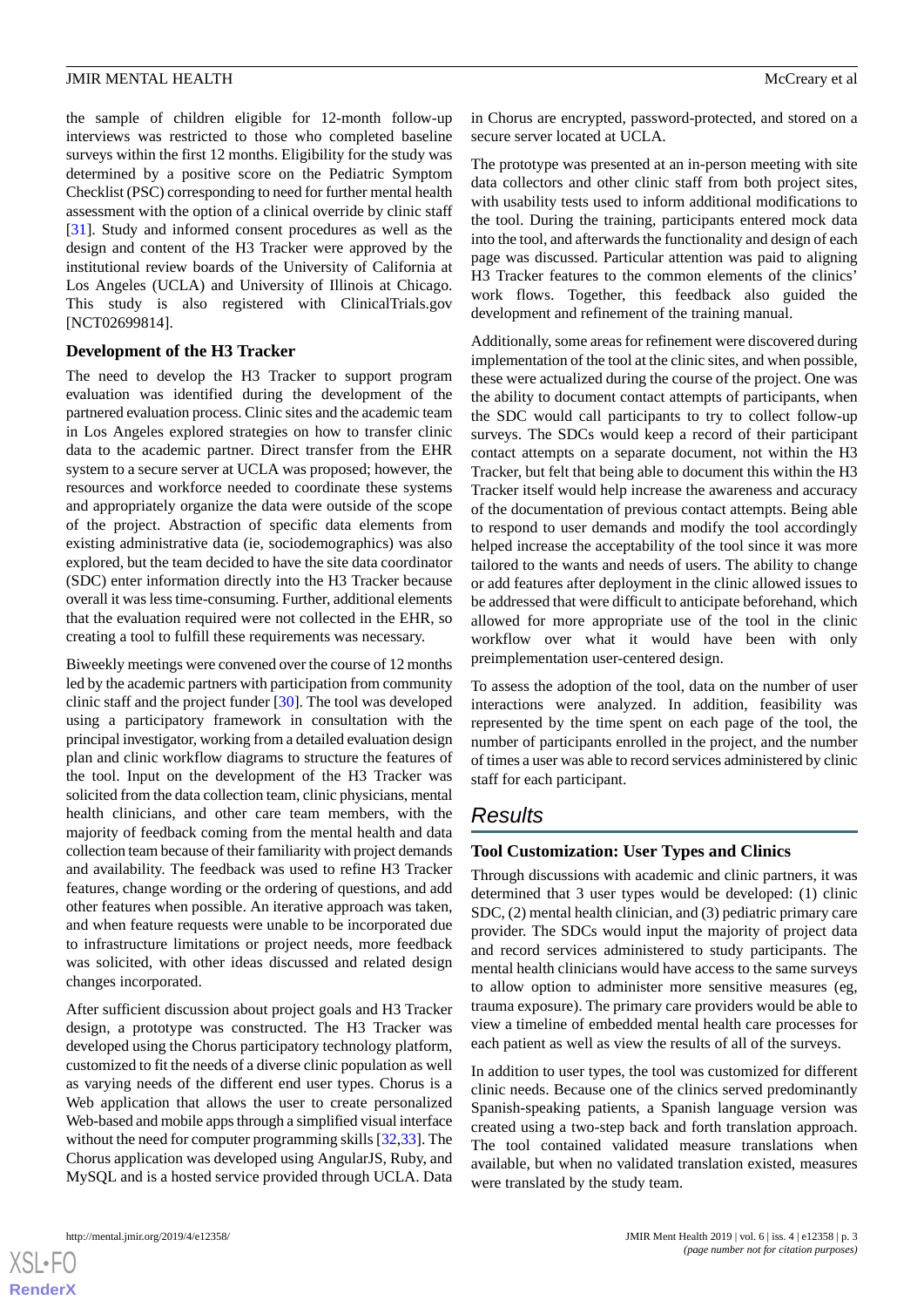the sample of children eligible for 12-month follow-up interviews was restricted to those who completed baseline surveys within the first 12 months. Eligibility for the study was determined by a positive score on the Pediatric Symptom Checklist (PSC) corresponding to need for further mental health assessment with the option of a clinical override by clinic staff [31]. Study and informed consent procedures as well as the design and content of the H3 Tracker were approved by the institutional review boards of the University of California at Los Angeles (UCLA) and University of Illinois at Chicago. This study is also registered with ClinicalTrials.gov [NCT02699814].

### Development of the H3 Tracker

The need to develop the H3 Tracker to support program evaluation was identified during the development of the partnered evaluation process. Clinic sites and the academic team in Los Angeles explored strategies on how to transfer clinic data to the academic partner. Direct transfer from the EHR system to a secure server at UCLA was proposed; however, the resources and workforce needed to coordinate these systems and appropriately organize the data were outside of the scope of the project. Abstraction of specific data elements from existing administrative data (ie, sociodemographics) was also explored, but the team decided to have the site data coordinator (SDC) enter information directly into the H3 Tracker because overall it was less time-consuming. Further, additional elements that the evaluation required were not collected in the EHR, so creating a tool to fulfill these requirements was necessary.

Biweekly meetings were convened over the course of 12 months led by the academic partners with participation from community clinic staff and the project funder [30]. The tool was developed using a participatory framework in consultation with the principal investigator, working from a detailed evaluation design plan and clinic workflow diagrams to structure the features of the tool. Input on the development of the H3 Tracker was solicited from the data collection team, clinic physicians, mental health clinicians, and other care team members, with the majority of feedback coming from the mental health and data collection team because of their familiarity with project demands and availability. The feedback was used to refine H3 Tracker features, change wording or the ordering of questions, and add other features when possible. An iterative approach was taken, and when feature requests were unable to be incorporated due to infrastructure limitations or project needs, more feedback was solicited, with other ideas discussed and related design changes incorporated.

After sufficient discussion about project goals and H3 Tracker design, a prototype was constructed. The H3 Tracker was developed using the Chorus participatory technology platform, customized to fit the needs of a diverse clinic population as well as varying needs of the different end user types. Chorus is a Web application that allows the user to create personalized Web-based and mobile apps through a simplified visual interface without the need for computer programming skills [32,33]. The Chorus application was developed using AngularJS, Ruby, and MySQL and is a hosted service provided through UCLA. Data in Chorus are encrypted, password-protected, and stored on a secure server located at UCLA.

The prototype was presented at an in-person meeting with site data collectors and other clinic staff from both project sites, with usability tests used to inform additional modifications to the tool. During the training, participants entered mock data into the tool, and afterwards the functionality and design of each page was discussed. Particular attention was paid to aligning H3 Tracker features to the common elements of the clinics' work flows. Together, this feedback also guided the development and refinement of the training manual.

Additionally, some areas for refinement were discovered during implementation of the tool at the clinic sites, and when possible, these were actualized during the course of the project. One was the ability to document contact attempts of participants, when the SDC would call participants to try to collect follow-up surveys. The SDCs would keep a record of their participant contact attempts on a separate document, not within the H3 Tracker, but felt that being able to document this within the H3 Tracker itself would help increase the awareness and accuracy of the documentation of previous contact attempts. Being able to respond to user demands and modify the tool accordingly helped increase the acceptability of the tool since it was more tailored to the wants and needs of users. The ability to change or add features after deployment in the clinic allowed issues to be addressed that were difficult to anticipate beforehand, which allowed for more appropriate use of the tool in the clinic workflow over what it would have been with only preimplementation user-centered design.

To assess the adoption of the tool, data on the number of user interactions were analyzed. In addition, feasibility was represented by the time spent on each page of the tool, the number of participants enrolled in the project, and the number of times a user was able to record services administered by clinic staff for each participant.

## Results

### Tool Customization: User Types and Clinics

Through discussions with academic and clinic partners, it was determined that 3 user types would be developed: (1) clinic SDC, (2) mental health clinician, and (3) pediatric primary care provider. The SDCs would input the majority of project data and record services administered to study participants. The mental health clinicians would have access to the same surveys to allow option to administer more sensitive measures (eg, trauma exposure). The primary care providers would be able to view a timeline of embedded mental health care processes for each patient as well as view the results of all of the surveys.

In addition to user types, the tool was customized for different clinic needs. Because one of the clinics served predominantly Spanish-speaking patients, a Spanish language version was created using a two-step back and forth translation approach. The tool contained validated measure translations when available, but when no validated translation existed, measures were translated by the study team.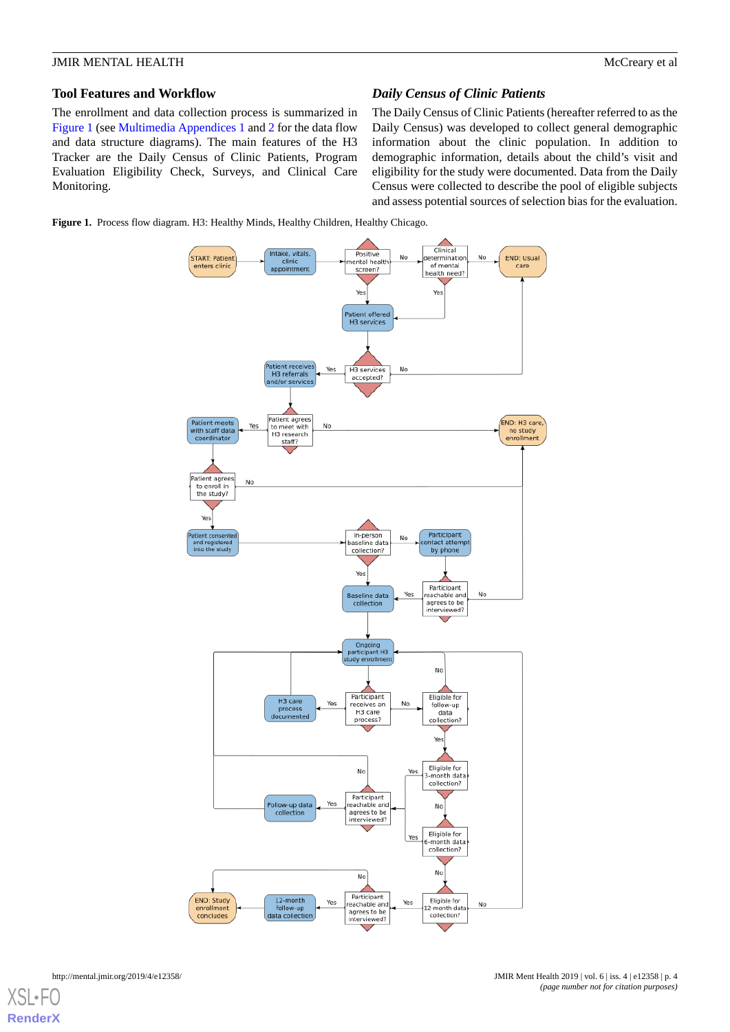## Tool Features and Workflow

The enrollment and data collection process is summarized in Figure 1 (see Multimedia Appendices 1 and 2 for the data flow and data structure diagrams). The main features of the H3 Tracker are the Daily Census of Clinic Patients, Program Evaluation Eligibility Check, Surveys, and Clinical Care Monitoring.

### *Daily Census of Clinic Patients*

The Daily Census of Clinic Patients (hereafter referred to as the Daily Census) was developed to collect general demographic information about the clinic population. In addition to demographic information, details about the child's visit and eligibility for the study were documented. Data from the Daily Census were collected to describe the pool of eligible subjects and assess potential sources of selection bias for the evaluation.

**Figure 1.** Process flow diagram. H3: Healthy Minds, Healthy Children, Healthy Chicago.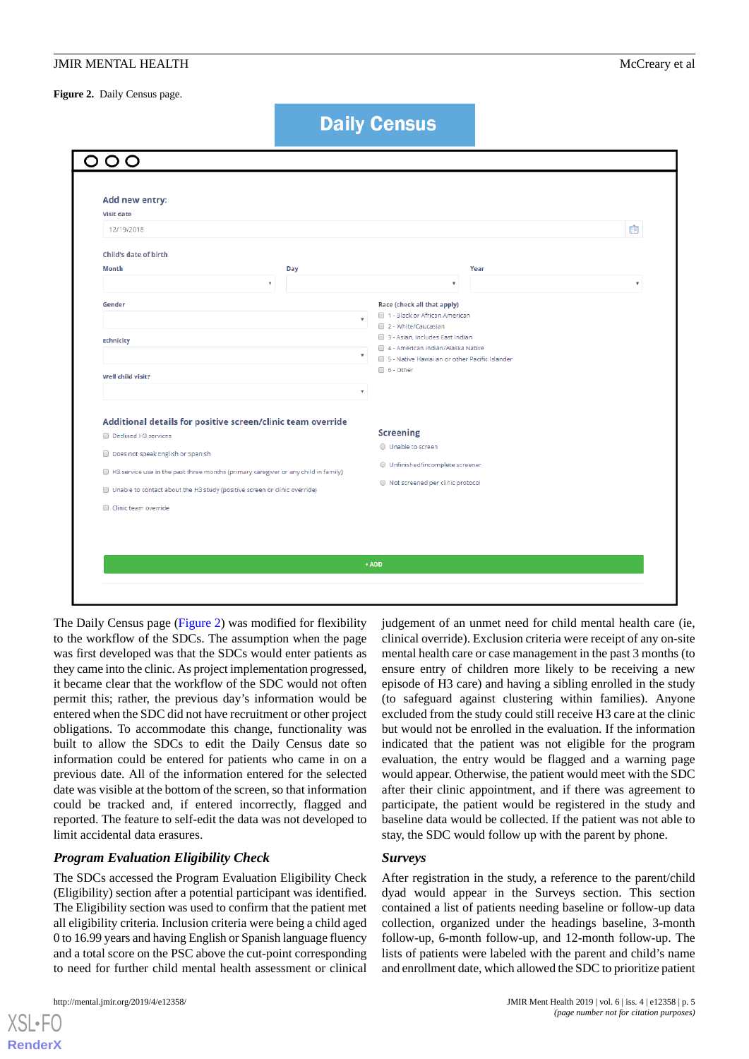**Figure 2.** Daily Census page.

The Daily Census page (Figure 2) was modified for flexibility to the workflow of the SDCs. The assumption when the page was first developed was that the SDCs would enter patients as they came into the clinic. As project implementation progressed, it became clear that the workflow of the SDC would not often permit this; rather, the previous day's information would be entered when the SDC did not have recruitment or other project obligations. To accommodate this change, functionality was built to allow the SDCs to edit the Daily Census date so information could be entered for patients who came in on a previous date. All of the information entered for the selected date was visible at the bottom of the screen, so that information could be tracked and, if entered incorrectly, flagged and reported. The feature to self-edit the data was not developed to limit accidental data erasures.

### *Program Evaluation Eligibility Check*

The SDCs accessed the Program Evaluation Eligibility Check (Eligibility) section after a potential participant was identified. The Eligibility section was used to confirm that the patient met all eligibility criteria. Inclusion criteria were being a child aged 0 to 16.99 years and having English or Spanish language fluency and a total score on the PSC above the cut-point corresponding to need for further child mental health assessment or clinical judgement of an unmet need for child mental health care (ie, clinical override). Exclusion criteria were receipt of any on-site mental health care or case management in the past 3 months (to ensure entry of children more likely to be receiving a new episode of H3 care) and having a sibling enrolled in the study (to safeguard against clustering within families). Anyone excluded from the study could still receive H3 care at the clinic but would not be enrolled in the evaluation. If the information indicated that the patient was not eligible for the program evaluation, the entry would be flagged and a warning page would appear. Otherwise, the patient would meet with the SDC after their clinic appointment, and if there was agreement to participate, the patient would be registered in the study and baseline data would be collected. If the patient was not able to stay, the SDC would follow up with the parent by phone.

### *Surveys*

After registration in the study, a reference to the parent/child dyad would appear in the Surveys section. This section contained a list of patients needing baseline or follow-up data collection, organized under the headings baseline, 3-month follow-up, 6-month follow-up, and 12-month follow-up. The lists of patients were labeled with the parent and child's name and enrollment date, which allowed the SDC to prioritize patient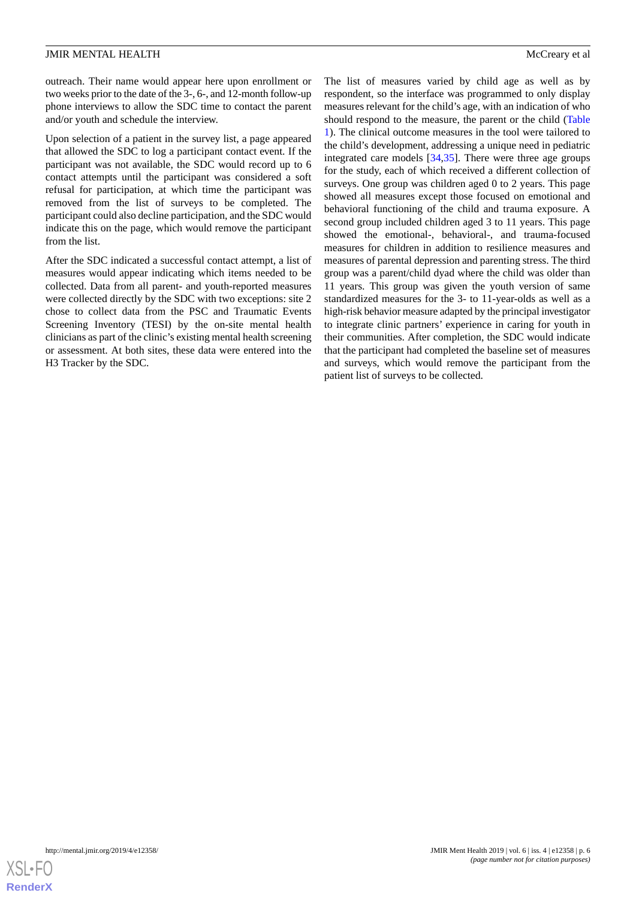outreach. Their name would appear here upon enrollment or two weeks prior to the date of the 3-, 6-, and 12-month follow-up phone interviews to allow the SDC time to contact the parent and/or youth and schedule the interview.

Upon selection of a patient in the survey list, a page appeared that allowed the SDC to log a participant contact event. If the participant was not available, the SDC would record up to 6 contact attempts until the participant was considered a soft refusal for participation, at which time the participant was removed from the list of surveys to be completed. The participant could also decline participation, and the SDC would indicate this on the page, which would remove the participant from the list.

After the SDC indicated a successful contact attempt, a list of measures would appear indicating which items needed to be collected. Data from all parent- and youth-reported measures were collected directly by the SDC with two exceptions: site 2 chose to collect data from the PSC and Traumatic Events Screening Inventory (TESI) by the on-site mental health clinicians as part of the clinic's existing mental health screening or assessment. At both sites, these data were entered into the H3 Tracker by the SDC.

The list of measures varied by child age as well as by respondent, so the interface was programmed to only display measures relevant for the child's age, with an indication of who should respond to the measure, the parent or the child (Table 1). The clinical outcome measures in the tool were tailored to the child's development, addressing a unique need in pediatric integrated care models [34,35]. There were three age groups for the study, each of which received a different collection of surveys. One group was children aged 0 to 2 years. This page showed all measures except those focused on emotional and behavioral functioning of the child and trauma exposure. A second group included children aged 3 to 11 years. This page showed the emotional-, behavioral-, and trauma-focused measures for children in addition to resilience measures and measures of parental depression and parenting stress. The third group was a parent/child dyad where the child was older than 11 years. This group was given the youth version of same standardized measures for the 3- to 11-year-olds as well as a high-risk behavior measure adapted by the principal investigator to integrate clinic partners' experience in caring for youth in their communities. After completion, the SDC would indicate that the participant had completed the baseline set of measures and surveys, which would remove the participant from the patient list of surveys to be collected.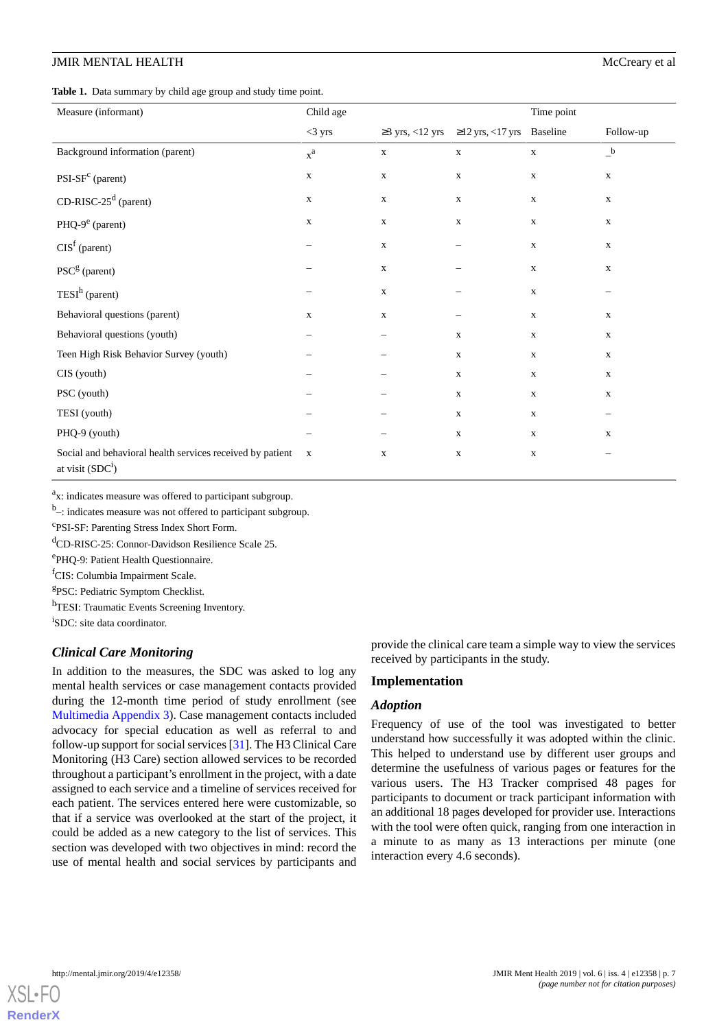**Table 1.** Data summary by child age group and study time point.

| Measure (informant) | Child age | | | Time point | |
|---|---|---|---|---|---|
| | <3 yrs | ≥3 yrs, <12 yrs | ≥12 yrs, <17 yrs | Baseline | Follow-up |
| Background information (parent) | x[a] | x | x | x | –[b] |
| PSI-SF[c] (parent) | x | x | x | x | x |
| CD-RISC-25[d] (parent) | x | x | x | x | x |
| PHQ-9[e] (parent) | x | x | x | x | x |
| CIS[f] (parent) | – | x | – | x | x |
| PSC[g] (parent) | – | x | – | x | x |
| TESI[h] (parent) | – | x | – | x | – |
| Behavioral questions (parent) | x | x | – | x | x |
| Behavioral questions (youth) | – | – | x | x | x |
| Teen High Risk Behavior Survey (youth) | – | – | x | x | x |
| CIS (youth) | – | – | x | x | x |
| PSC (youth) | – | – | x | x | x |
| TESI (youth) | – | – | x | x | – |
| PHQ-9 (youth) | – | – | x | x | x |
| Social and behavioral health services received by patient at visit (SDC[i]) | x | x | x | x | – |

[a]x: indicates measure was offered to participant subgroup.

[b]–: indicates measure was not offered to participant subgroup.

[c]PSI-SF: Parenting Stress Index Short Form.

[d]CD-RISC-25: Connor-Davidson Resilience Scale 25.

[e]PHQ-9: Patient Health Questionnaire.

[f]CIS: Columbia Impairment Scale.

[g]PSC: Pediatric Symptom Checklist.

[h]TESI: Traumatic Events Screening Inventory.

[i]SDC: site data coordinator.

### *Clinical Care Monitoring*

In addition to the measures, the SDC was asked to log any mental health services or case management contacts provided during the 12-month time period of study enrollment (see Multimedia Appendix 3). Case management contacts included advocacy for special education as well as referral to and follow-up support for social services [31]. The H3 Clinical Care Monitoring (H3 Care) section allowed services to be recorded throughout a participant's enrollment in the project, with a date assigned to each service and a timeline of services received for each patient. The services entered here were customizable, so that if a service was overlooked at the start of the project, it could be added as a new category to the list of services. This section was developed with two objectives in mind: record the use of mental health and social services by participants and provide the clinical care team a simple way to view the services received by participants in the study.

## Implementation

### *Adoption*

Frequency of use of the tool was investigated to better understand how successfully it was adopted within the clinic. This helped to understand use by different user groups and determine the usefulness of various pages or features for the various users. The H3 Tracker comprised 48 pages for participants to document or track participant information with an additional 18 pages developed for provider use. Interactions with the tool were often quick, ranging from one interaction in a minute to as many as 13 interactions per minute (one interaction every 4.6 seconds).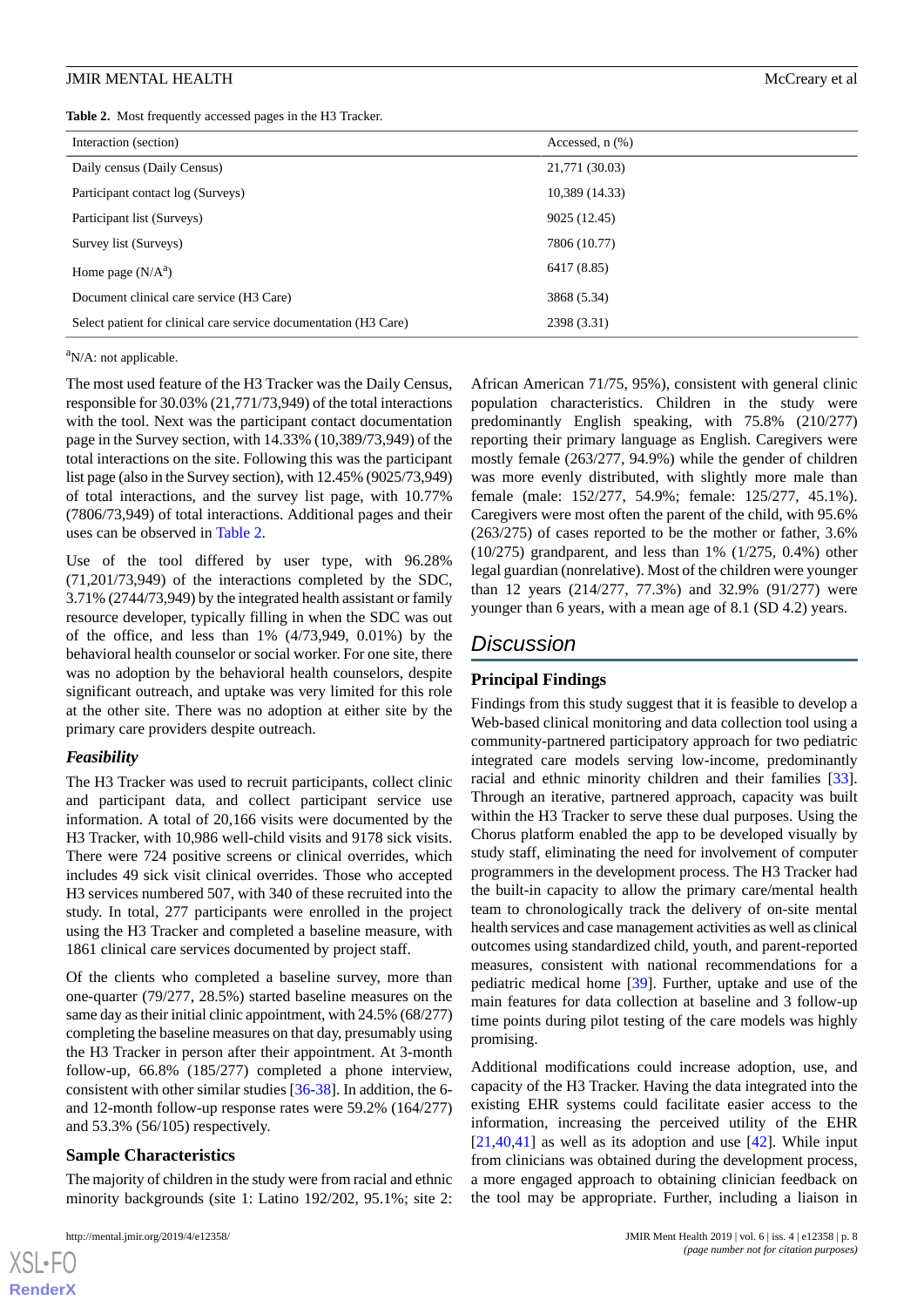**Table 2.** Most frequently accessed pages in the H3 Tracker.

| Interaction (section) | Accessed, n (%) |
|---|---|
| Daily census (Daily Census) | 21,771 (30.03) |
| Participant contact log (Surveys) | 10,389 (14.33) |
| Participant list (Surveys) | 9025 (12.45) |
| Survey list (Surveys) | 7806 (10.77) |
| Home page (N/A[a]) | 6417 (8.85) |
| Document clinical care service (H3 Care) | 3868 (5.34) |
| Select patient for clinical care service documentation (H3 Care) | 2398 (3.31) |

[a]N/A: not applicable.

The most used feature of the H3 Tracker was the Daily Census, responsible for 30.03% (21,771/73,949) of the total interactions with the tool. Next was the participant contact documentation page in the Survey section, with 14.33% (10,389/73,949) of the total interactions on the site. Following this was the participant list page (also in the Survey section), with 12.45% (9025/73,949) of total interactions, and the survey list page, with 10.77% (7806/73,949) of total interactions. Additional pages and their uses can be observed in Table 2.

Use of the tool differed by user type, with 96.28% (71,201/73,949) of the interactions completed by the SDC, 3.71% (2744/73,949) by the integrated health assistant or family resource developer, typically filling in when the SDC was out of the office, and less than 1% (4/73,949, 0.01%) by the behavioral health counselor or social worker. For one site, there was no adoption by the behavioral health counselors, despite significant outreach, and uptake was very limited for this role at the other site. There was no adoption at either site by the primary care providers despite outreach.

### *Feasibility*

The H3 Tracker was used to recruit participants, collect clinic and participant data, and collect participant service use information. A total of 20,166 visits were documented by the H3 Tracker, with 10,986 well-child visits and 9178 sick visits. There were 724 positive screens or clinical overrides, which includes 49 sick visit clinical overrides. Those who accepted H3 services numbered 507, with 340 of these recruited into the study. In total, 277 participants were enrolled in the project using the H3 Tracker and completed a baseline measure, with 1861 clinical care services documented by project staff.

Of the clients who completed a baseline survey, more than one-quarter (79/277, 28.5%) started baseline measures on the same day as their initial clinic appointment, with 24.5% (68/277) completing the baseline measures on that day, presumably using the H3 Tracker in person after their appointment. At 3-month follow-up, 66.8% (185/277) completed a phone interview, consistent with other similar studies [36-38]. In addition, the 6- and 12-month follow-up response rates were 59.2% (164/277) and 53.3% (56/105) respectively.

### Sample Characteristics

The majority of children in the study were from racial and ethnic minority backgrounds (site 1: Latino 192/202, 95.1%; site 2: African American 71/75, 95%), consistent with general clinic population characteristics. Children in the study were predominantly English speaking, with 75.8% (210/277) reporting their primary language as English. Caregivers were mostly female (263/277, 94.9%) while the gender of children was more evenly distributed, with slightly more male than female (male: 152/277, 54.9%; female: 125/277, 45.1%). Caregivers were most often the parent of the child, with 95.6% (263/275) of cases reported to be the mother or father, 3.6% (10/275) grandparent, and less than 1% (1/275, 0.4%) other legal guardian (nonrelative). Most of the children were younger than 12 years (214/277, 77.3%) and 32.9% (91/277) were younger than 6 years, with a mean age of 8.1 (SD 4.2) years.

## *Discussion*

### Principal Findings

Findings from this study suggest that it is feasible to develop a Web-based clinical monitoring and data collection tool using a community-partnered participatory approach for two pediatric integrated care models serving low-income, predominantly racial and ethnic minority children and their families [33]. Through an iterative, partnered approach, capacity was built within the H3 Tracker to serve these dual purposes. Using the Chorus platform enabled the app to be developed visually by study staff, eliminating the need for involvement of computer programmers in the development process. The H3 Tracker had the built-in capacity to allow the primary care/mental health team to chronologically track the delivery of on-site mental health services and case management activities as well as clinical outcomes using standardized child, youth, and parent-reported measures, consistent with national recommendations for a pediatric medical home [39]. Further, uptake and use of the main features for data collection at baseline and 3 follow-up time points during pilot testing of the care models was highly promising.

Additional modifications could increase adoption, use, and capacity of the H3 Tracker. Having the data integrated into the existing EHR systems could facilitate easier access to the information, increasing the perceived utility of the EHR [21,40,41] as well as its adoption and use [42]. While input from clinicians was obtained during the development process, a more engaged approach to obtaining clinician feedback on the tool may be appropriate. Further, including a liaison in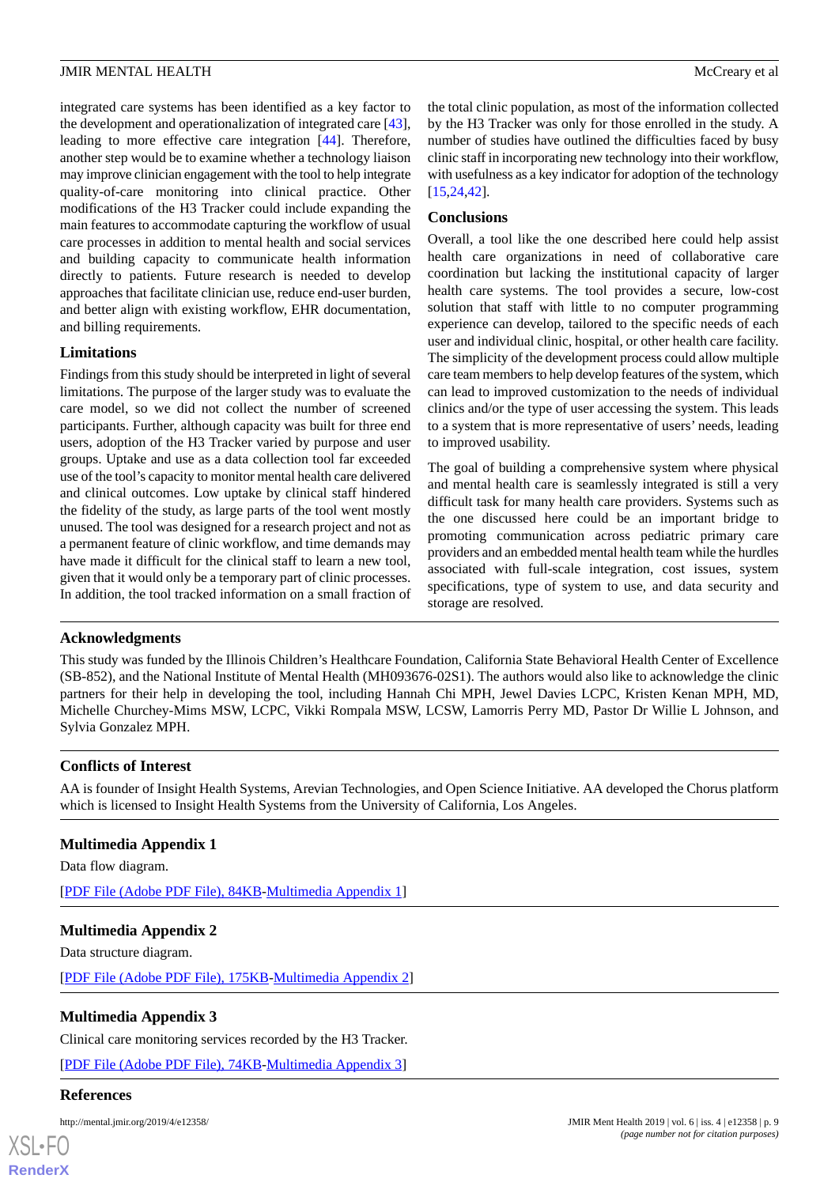integrated care systems has been identified as a key factor to the development and operationalization of integrated care [43], leading to more effective care integration [44]. Therefore, another step would be to examine whether a technology liaison may improve clinician engagement with the tool to help integrate quality-of-care monitoring into clinical practice. Other modifications of the H3 Tracker could include expanding the main features to accommodate capturing the workflow of usual care processes in addition to mental health and social services and building capacity to communicate health information directly to patients. Future research is needed to develop approaches that facilitate clinician use, reduce end-user burden, and better align with existing workflow, EHR documentation, and billing requirements.

### Limitations

Findings from this study should be interpreted in light of several limitations. The purpose of the larger study was to evaluate the care model, so we did not collect the number of screened participants. Further, although capacity was built for three end users, adoption of the H3 Tracker varied by purpose and user groups. Uptake and use as a data collection tool far exceeded use of the tool's capacity to monitor mental health care delivered and clinical outcomes. Low uptake by clinical staff hindered the fidelity of the study, as large parts of the tool went mostly unused. The tool was designed for a research project and not as a permanent feature of clinic workflow, and time demands may have made it difficult for the clinical staff to learn a new tool, given that it would only be a temporary part of clinic processes. In addition, the tool tracked information on a small fraction of the total clinic population, as most of the information collected by the H3 Tracker was only for those enrolled in the study. A number of studies have outlined the difficulties faced by busy clinic staff in incorporating new technology into their workflow, with usefulness as a key indicator for adoption of the technology [15,24,42].

### Conclusions

Overall, a tool like the one described here could help assist health care organizations in need of collaborative care coordination but lacking the institutional capacity of larger health care systems. The tool provides a secure, low-cost solution that staff with little to no computer programming experience can develop, tailored to the specific needs of each user and individual clinic, hospital, or other health care facility. The simplicity of the development process could allow multiple care team members to help develop features of the system, which can lead to improved customization to the needs of individual clinics and/or the type of user accessing the system. This leads to a system that is more representative of users' needs, leading to improved usability.

The goal of building a comprehensive system where physical and mental health care is seamlessly integrated is still a very difficult task for many health care providers. Systems such as the one discussed here could be an important bridge to promoting communication across pediatric primary care providers and an embedded mental health team while the hurdles associated with full-scale integration, cost issues, system specifications, type of system to use, and data security and storage are resolved.

## Acknowledgments

This study was funded by the Illinois Children's Healthcare Foundation, California State Behavioral Health Center of Excellence (SB-852), and the National Institute of Mental Health (MH093676-02S1). The authors would also like to acknowledge the clinic partners for their help in developing the tool, including Hannah Chi MPH, Jewel Davies LCPC, Kristen Kenan MPH, MD, Michelle Churchey-Mims MSW, LCPC, Vikki Rompala MSW, LCSW, Lamorris Perry MD, Pastor Dr Willie L Johnson, and Sylvia Gonzalez MPH.

## Conflicts of Interest

AA is founder of Insight Health Systems, Arevian Technologies, and Open Science Initiative. AA developed the Chorus platform which is licensed to Insight Health Systems from the University of California, Los Angeles.

## Multimedia Appendix 1

Data flow diagram.

[PDF File (Adobe PDF File), 84KB-Multimedia Appendix 1]

## Multimedia Appendix 2

Data structure diagram.

[PDF File (Adobe PDF File), 175KB-Multimedia Appendix 2]

## Multimedia Appendix 3

Clinical care monitoring services recorded by the H3 Tracker.

[PDF File (Adobe PDF File), 74KB-Multimedia Appendix 3]

## References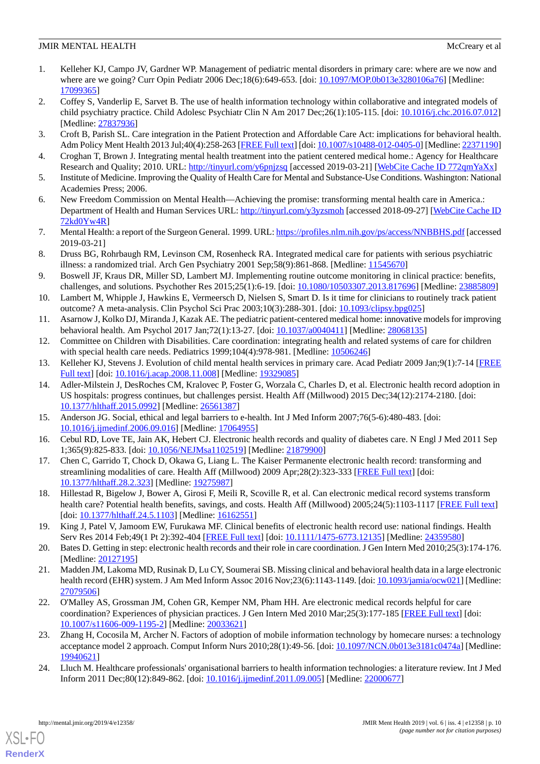1. Kelleher KJ, Campo JV, Gardner WP. Management of pediatric mental disorders in primary care: where are we now and where are we going? Curr Opin Pediatr 2006 Dec;18(6):649-653. [doi: 10.1097/MOP.0b013e3280106a76] [Medline: 17099365]
2. Coffey S, Vanderlip E, Sarvet B. The use of health information technology within collaborative and integrated models of child psychiatry practice. Child Adolesc Psychiatr Clin N Am 2017 Dec;26(1):105-115. [doi: 10.1016/j.chc.2016.07.012] [Medline: 27837936]
3. Croft B, Parish SL. Care integration in the Patient Protection and Affordable Care Act: implications for behavioral health. Adm Policy Ment Health 2013 Jul;40(4):258-263 [FREE Full text] [doi: 10.1007/s10488-012-0405-0] [Medline: 22371190]
4. Croghan T, Brown J. Integrating mental health treatment into the patient centered medical home.: Agency for Healthcare Research and Quality; 2010. URL: http://tinyurl.com/y6pnjzsq [accessed 2019-03-21] [WebCite Cache ID 772qmYaXx]
5. Institute of Medicine. Improving the Quality of Health Care for Mental and Substance-Use Conditions. Washington: National Academies Press; 2006.
6. New Freedom Commission on Mental Health—Achieving the promise: transforming mental health care in America.: Department of Health and Human Services URL: http://tinyurl.com/y3yzsmoh [accessed 2018-09-27] [WebCite Cache ID 72kd0Yw4R]
7. Mental Health: a report of the Surgeon General. 1999. URL: https://profiles.nlm.nih.gov/ps/access/NNBBHS.pdf [accessed 2019-03-21]
8. Druss BG, Rohrbaugh RM, Levinson CM, Rosenheck RA. Integrated medical care for patients with serious psychiatric illness: a randomized trial. Arch Gen Psychiatry 2001 Sep;58(9):861-868. [Medline: 11545670]
9. Boswell JF, Kraus DR, Miller SD, Lambert MJ. Implementing routine outcome monitoring in clinical practice: benefits, challenges, and solutions. Psychother Res 2015;25(1):6-19. [doi: 10.1080/10503307.2013.817696] [Medline: 23885809]
10. Lambert M, Whipple J, Hawkins E, Vermeersch D, Nielsen S, Smart D. Is it time for clinicians to routinely track patient outcome? A meta-analysis. Clin Psychol Sci Prac 2003;10(3):288-301. [doi: 10.1093/clipsy.bpg025]
11. Asarnow J, Kolko DJ, Miranda J, Kazak AE. The pediatric patient-centered medical home: innovative models for improving behavioral health. Am Psychol 2017 Jan;72(1):13-27. [doi: 10.1037/a0040411] [Medline: 28068135]
12. Committee on Children with Disabilities. Care coordination: integrating health and related systems of care for children with special health care needs. Pediatrics 1999;104(4):978-981. [Medline: 10506246]
13. Kelleher KJ, Stevens J. Evolution of child mental health services in primary care. Acad Pediatr 2009 Jan;9(1):7-14 [FREE Full text] [doi: 10.1016/j.acap.2008.11.008] [Medline: 19329085]
14. Adler-Milstein J, DesRoches CM, Kralovec P, Foster G, Worzala C, Charles D, et al. Electronic health record adoption in US hospitals: progress continues, but challenges persist. Health Aff (Millwood) 2015 Dec;34(12):2174-2180. [doi: 10.1377/hlthaff.2015.0992] [Medline: 26561387]
15. Anderson JG. Social, ethical and legal barriers to e-health. Int J Med Inform 2007;76(5-6):480-483. [doi: 10.1016/j.ijmedinf.2006.09.016] [Medline: 17064955]
16. Cebul RD, Love TE, Jain AK, Hebert CJ. Electronic health records and quality of diabetes care. N Engl J Med 2011 Sep 1;365(9):825-833. [doi: 10.1056/NEJMsa1102519] [Medline: 21879900]
17. Chen C, Garrido T, Chock D, Okawa G, Liang L. The Kaiser Permanente electronic health record: transforming and streamlining modalities of care. Health Aff (Millwood) 2009 Apr;28(2):323-333 [FREE Full text] [doi: 10.1377/hlthaff.28.2.323] [Medline: 19275987]
18. Hillestad R, Bigelow J, Bower A, Girosi F, Meili R, Scoville R, et al. Can electronic medical record systems transform health care? Potential health benefits, savings, and costs. Health Aff (Millwood) 2005;24(5):1103-1117 [FREE Full text] [doi: 10.1377/hlthaff.24.5.1103] [Medline: 16162551]
19. King J, Patel V, Jamoom EW, Furukawa MF. Clinical benefits of electronic health record use: national findings. Health Serv Res 2014 Feb;49(1 Pt 2):392-404 [FREE Full text] [doi: 10.1111/1475-6773.12135] [Medline: 24359580]
20. Bates D. Getting in step: electronic health records and their role in care coordination. J Gen Intern Med 2010;25(3):174-176. [Medline: 20127195]
21. Madden JM, Lakoma MD, Rusinak D, Lu CY, Soumerai SB. Missing clinical and behavioral health data in a large electronic health record (EHR) system. J Am Med Inform Assoc 2016 Nov;23(6):1143-1149. [doi: 10.1093/jamia/ocw021] [Medline: 27079506]
22. O'Malley AS, Grossman JM, Cohen GR, Kemper NM, Pham HH. Are electronic medical records helpful for care coordination? Experiences of physician practices. J Gen Intern Med 2010 Mar;25(3):177-185 [FREE Full text] [doi: 10.1007/s11606-009-1195-2] [Medline: 20033621]
23. Zhang H, Cocosila M, Archer N. Factors of adoption of mobile information technology by homecare nurses: a technology acceptance model 2 approach. Comput Inform Nurs 2010;28(1):49-56. [doi: 10.1097/NCN.0b013e3181c0474a] [Medline: 19940621]
24. Lluch M. Healthcare professionals' organisational barriers to health information technologies: a literature review. Int J Med Inform 2011 Dec;80(12):849-862. [doi: 10.1016/j.ijmedinf.2011.09.005] [Medline: 22000677]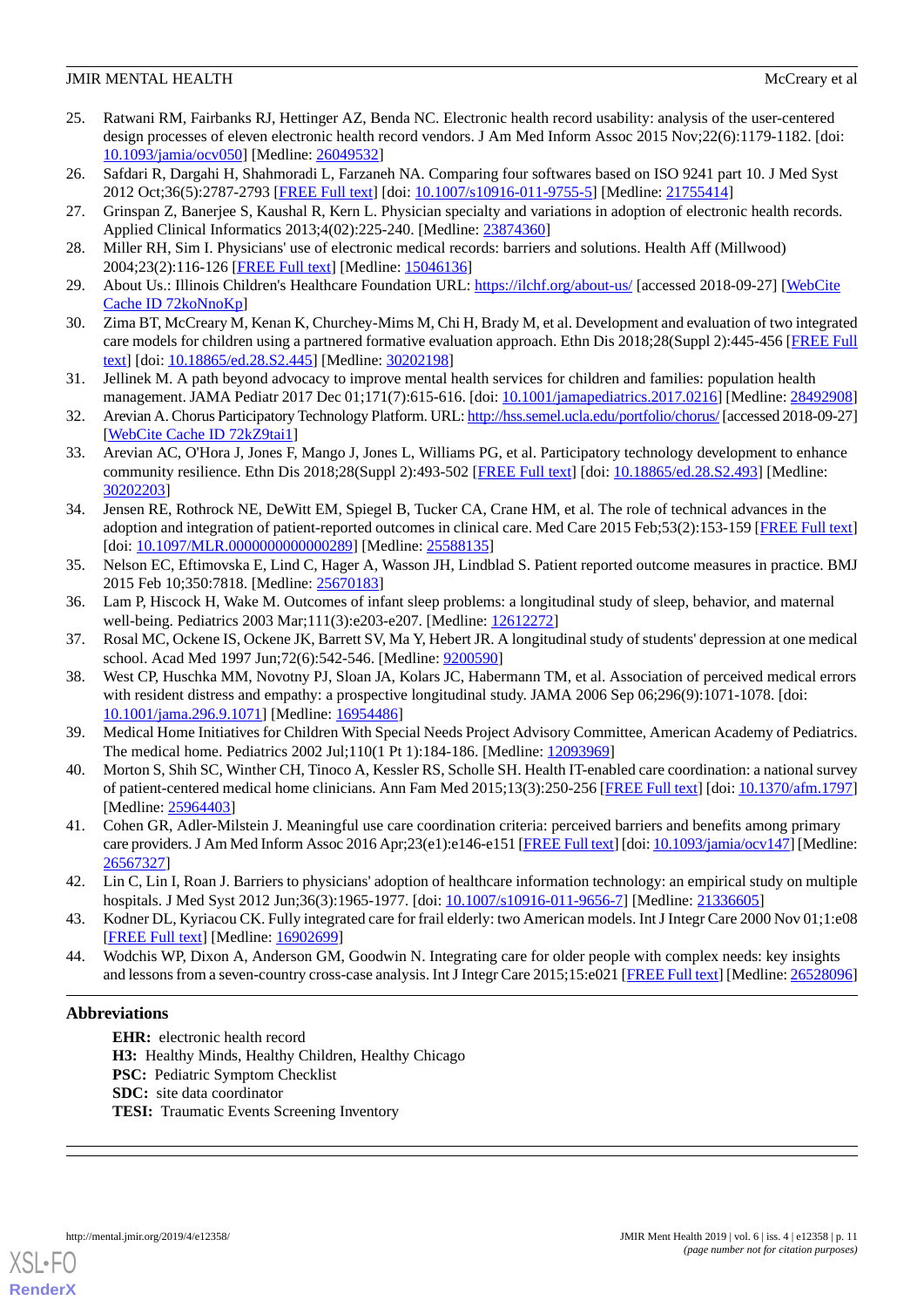25. Ratwani RM, Fairbanks RJ, Hettinger AZ, Benda NC. Electronic health record usability: analysis of the user-centered design processes of eleven electronic health record vendors. J Am Med Inform Assoc 2015 Nov;22(6):1179-1182. [doi: 10.1093/jamia/ocv050] [Medline: 26049532]
26. Safdari R, Dargahi H, Shahmoradi L, Farzaneh NA. Comparing four softwares based on ISO 9241 part 10. J Med Syst 2012 Oct;36(5):2787-2793 [FREE Full text] [doi: 10.1007/s10916-011-9755-5] [Medline: 21755414]
27. Grinspan Z, Banerjee S, Kaushal R, Kern L. Physician specialty and variations in adoption of electronic health records. Applied Clinical Informatics 2013;4(02):225-240. [Medline: 23874360]
28. Miller RH, Sim I. Physicians' use of electronic medical records: barriers and solutions. Health Aff (Millwood) 2004;23(2):116-126 [FREE Full text] [Medline: 15046136]
29. About Us.: Illinois Children's Healthcare Foundation URL: https://ilchf.org/about-us/ [accessed 2018-09-27] [WebCite Cache ID 72koNnoKp]
30. Zima BT, McCreary M, Kenan K, Churchey-Mims M, Chi H, Brady M, et al. Development and evaluation of two integrated care models for children using a partnered formative evaluation approach. Ethn Dis 2018;28(Suppl 2):445-456 [FREE Full text] [doi: 10.18865/ed.28.S2.445] [Medline: 30202198]
31. Jellinek M. A path beyond advocacy to improve mental health services for children and families: population health management. JAMA Pediatr 2017 Dec 01;171(7):615-616. [doi: 10.1001/jamapediatrics.2017.0216] [Medline: 28492908]
32. Arevian A. Chorus Participatory Technology Platform. URL: http://hss.semel.ucla.edu/portfolio/chorus/ [accessed 2018-09-27] [WebCite Cache ID 72kZ9tai1]
33. Arevian AC, O'Hora J, Jones F, Mango J, Jones L, Williams PG, et al. Participatory technology development to enhance community resilience. Ethn Dis 2018;28(Suppl 2):493-502 [FREE Full text] [doi: 10.18865/ed.28.S2.493] [Medline: 30202203]
34. Jensen RE, Rothrock NE, DeWitt EM, Spiegel B, Tucker CA, Crane HM, et al. The role of technical advances in the adoption and integration of patient-reported outcomes in clinical care. Med Care 2015 Feb;53(2):153-159 [FREE Full text] [doi: 10.1097/MLR.0000000000000289] [Medline: 25588135]
35. Nelson EC, Eftimovska E, Lind C, Hager A, Wasson JH, Lindblad S. Patient reported outcome measures in practice. BMJ 2015 Feb 10;350:7818. [Medline: 25670183]
36. Lam P, Hiscock H, Wake M. Outcomes of infant sleep problems: a longitudinal study of sleep, behavior, and maternal well-being. Pediatrics 2003 Mar;111(3):e203-e207. [Medline: 12612272]
37. Rosal MC, Ockene IS, Ockene JK, Barrett SV, Ma Y, Hebert JR. A longitudinal study of students' depression at one medical school. Acad Med 1997 Jun;72(6):542-546. [Medline: 9200590]
38. West CP, Huschka MM, Novotny PJ, Sloan JA, Kolars JC, Habermann TM, et al. Association of perceived medical errors with resident distress and empathy: a prospective longitudinal study. JAMA 2006 Sep 06;296(9):1071-1078. [doi: 10.1001/jama.296.9.1071] [Medline: 16954486]
39. Medical Home Initiatives for Children With Special Needs Project Advisory Committee, American Academy of Pediatrics. The medical home. Pediatrics 2002 Jul;110(1 Pt 1):184-186. [Medline: 12093969]
40. Morton S, Shih SC, Winther CH, Tinoco A, Kessler RS, Scholle SH. Health IT-enabled care coordination: a national survey of patient-centered medical home clinicians. Ann Fam Med 2015;13(3):250-256 [FREE Full text] [doi: 10.1370/afm.1797] [Medline: 25964403]
41. Cohen GR, Adler-Milstein J. Meaningful use care coordination criteria: perceived barriers and benefits among primary care providers. J Am Med Inform Assoc 2016 Apr;23(e1):e146-e151 [FREE Full text] [doi: 10.1093/jamia/ocv147] [Medline: 26567327]
42. Lin C, Lin I, Roan J. Barriers to physicians' adoption of healthcare information technology: an empirical study on multiple hospitals. J Med Syst 2012 Jun;36(3):1965-1977. [doi: 10.1007/s10916-011-9656-7] [Medline: 21336605]
43. Kodner DL, Kyriacou CK. Fully integrated care for frail elderly: two American models. Int J Integr Care 2000 Nov 01;1:e08 [FREE Full text] [Medline: 16902699]
44. Wodchis WP, Dixon A, Anderson GM, Goodwin N. Integrating care for older people with complex needs: key insights and lessons from a seven-country cross-case analysis. Int J Integr Care 2015;15:e021 [FREE Full text] [Medline: 26528096]

## Abbreviations

**EHR:** electronic health record
**H3:** Healthy Minds, Healthy Children, Healthy Chicago
**PSC:** Pediatric Symptom Checklist
**SDC:** site data coordinator
**TESI:** Traumatic Events Screening Inventory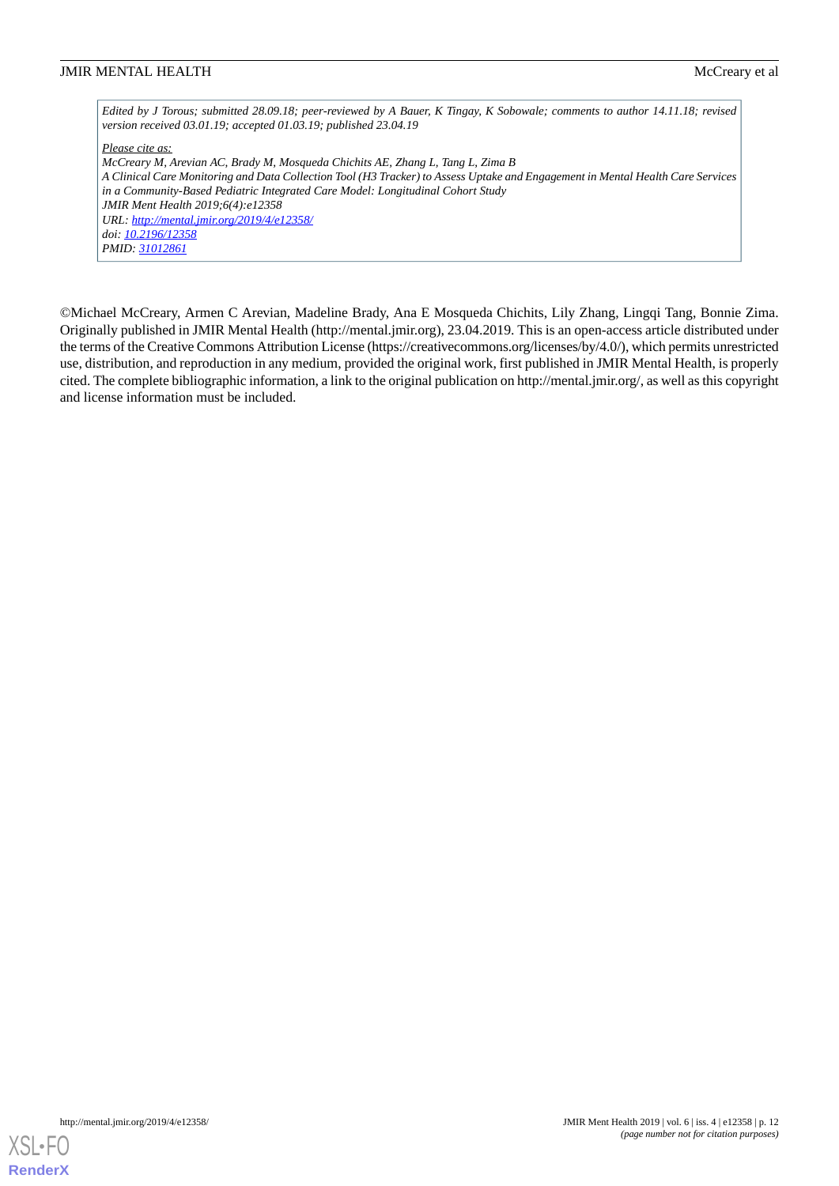*Edited by J Torous; submitted 28.09.18; peer-reviewed by A Bauer, K Tingay, K Sobowale; comments to author 14.11.18; revised version received 03.01.19; accepted 01.03.19; published 23.04.19*

*Please cite as:*
*McCreary M, Arevian AC, Brady M, Mosqueda Chichits AE, Zhang L, Tang L, Zima B*
*A Clinical Care Monitoring and Data Collection Tool (H3 Tracker) to Assess Uptake and Engagement in Mental Health Care Services in a Community-Based Pediatric Integrated Care Model: Longitudinal Cohort Study*
*JMIR Ment Health 2019;6(4):e12358*
*URL: http://mental.jmir.org/2019/4/e12358/*
*doi: 10.2196/12358*
*PMID: 31012861*

©Michael McCreary, Armen C Arevian, Madeline Brady, Ana E Mosqueda Chichits, Lily Zhang, Lingqi Tang, Bonnie Zima. Originally published in JMIR Mental Health (http://mental.jmir.org), 23.04.2019. This is an open-access article distributed under the terms of the Creative Commons Attribution License (https://creativecommons.org/licenses/by/4.0/), which permits unrestricted use, distribution, and reproduction in any medium, provided the original work, first published in JMIR Mental Health, is properly cited. The complete bibliographic information, a link to the original publication on http://mental.jmir.org/, as well as this copyright and license information must be included.